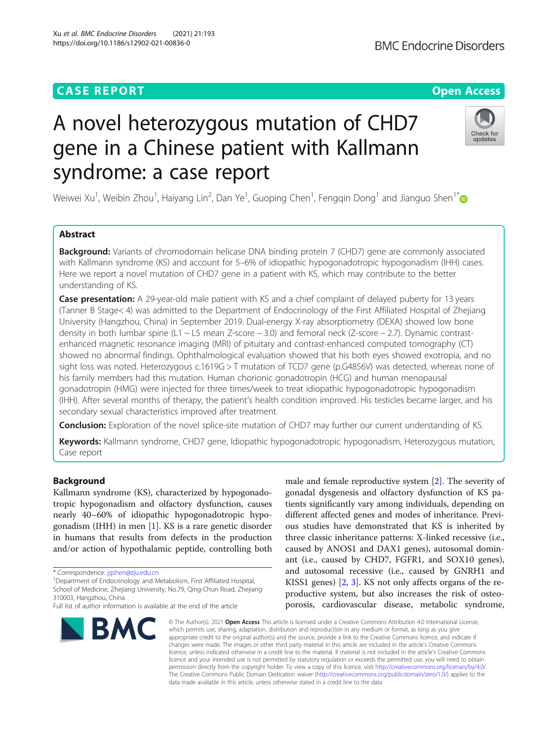CASE REPORT

Open Access

# A novel heterozygous mutation of CHD7 gene in a Chinese patient with Kallmann syndrome: a case report

Weiwei Xu[1], Weibin Zhou[1], Haiyang Lin[2], Dan Ye[1], Guoping Chen[1], Fengqin Dong[1] and Jianguo Shen[1*]

## Abstract

**Background:** Variants of chromodomain helicase DNA binding protein 7 (CHD7) gene are commonly associated with Kallmann syndrome (KS) and account for 5–6% of idiopathic hypogonadotropic hypogonadism (IHH) cases. Here we report a novel mutation of CHD7 gene in a patient with KS, which may contribute to the better understanding of KS.

**Case presentation:** A 29-year-old male patient with KS and a chief complaint of delayed puberty for 13 years (Tanner B Stage< 4) was admitted to the Department of Endocrinology of the First Affiliated Hospital of Zhejiang University (Hangzhou, China) in September 2019. Dual-energy X-ray absorptiometry (DEXA) showed low bone density in both lumbar spine (L1 ~ L5 mean Z-score − 3.0) and femoral neck (Z-score − 2.7). Dynamic contrast-enhanced magnetic resonance imaging (MRI) of pituitary and contrast-enhanced computed tomography (CT) showed no abnormal findings. Ophthalmological evaluation showed that his both eyes showed exotropia, and no sight loss was noted. Heterozygous c.1619G > T mutation of TCD7 gene (p.G4856V) was detected, whereas none of his family members had this mutation. Human chorionic gonadotropin (HCG) and human menopausal gonadotropin (HMG) were injected for three times/week to treat idiopathic hypogonadotropic hypogonadism (IHH). After several months of therapy, the patient's health condition improved. His testicles became larger, and his secondary sexual characteristics improved after treatment.

**Conclusion:** Exploration of the novel splice-site mutation of CHD7 may further our current understanding of KS.

**Keywords:** Kallmann syndrome, CHD7 gene, Idiopathic hypogonadotropic hypogonadism, Heterozygous mutation, Case report

## Background

Kallmann syndrome (KS), characterized by hypogonadotropic hypogonadism and olfactory dysfunction, causes nearly 40–60% of idiopathic hypogonadotropic hypogonadism (IHH) in men [1]. KS is a rare genetic disorder in humans that results from defects in the production and/or action of hypothalamic peptide, controlling both male and female reproductive system [2]. The severity of gonadal dysgenesis and olfactory dysfunction of KS patients significantly vary among individuals, depending on different affected genes and modes of inheritance. Previous studies have demonstrated that KS is inherited by three classic inheritance patterns: X-linked recessive (i.e., caused by ANOS1 and DAX1 genes), autosomal dominant (i.e., caused by CHD7, FGFR1, and SOX10 genes), and autosomal recessive (i.e., caused by GNRH1 and KISS1 genes) [2, 3]. KS not only affects organs of the reproductive system, but also increases the risk of osteoporosis, cardiovascular disease, metabolic syndrome,

* Correspondence: jgshen@zju.edu.cn
[1]Department of Endocrinology and Metabolism, First Affiliated Hospital, School of Medicine, Zhejiang University, No.79, Qing-Chun Road, Zhejiang 310003, Hangzhou, China
Full list of author information is available at the end of the article

© The Author(s). 2021 **Open Access** This article is licensed under a Creative Commons Attribution 4.0 International License, which permits use, sharing, adaptation, distribution and reproduction in any medium or format, as long as you give appropriate credit to the original author(s) and the source, provide a link to the Creative Commons licence, and indicate if changes were made. The images or other third party material in this article are included in the article's Creative Commons licence, unless indicated otherwise in a credit line to the material. If material is not included in the article's Creative Commons licence and your intended use is not permitted by statutory regulation or exceeds the permitted use, you will need to obtain permission directly from the copyright holder. To view a copy of this licence, visit http://creativecommons.org/licenses/by/4.0/. The Creative Commons Public Domain Dedication waiver (http://creativecommons.org/publicdomain/zero/1.0/) applies to the data made available in this article, unless otherwise stated in a credit line to the data.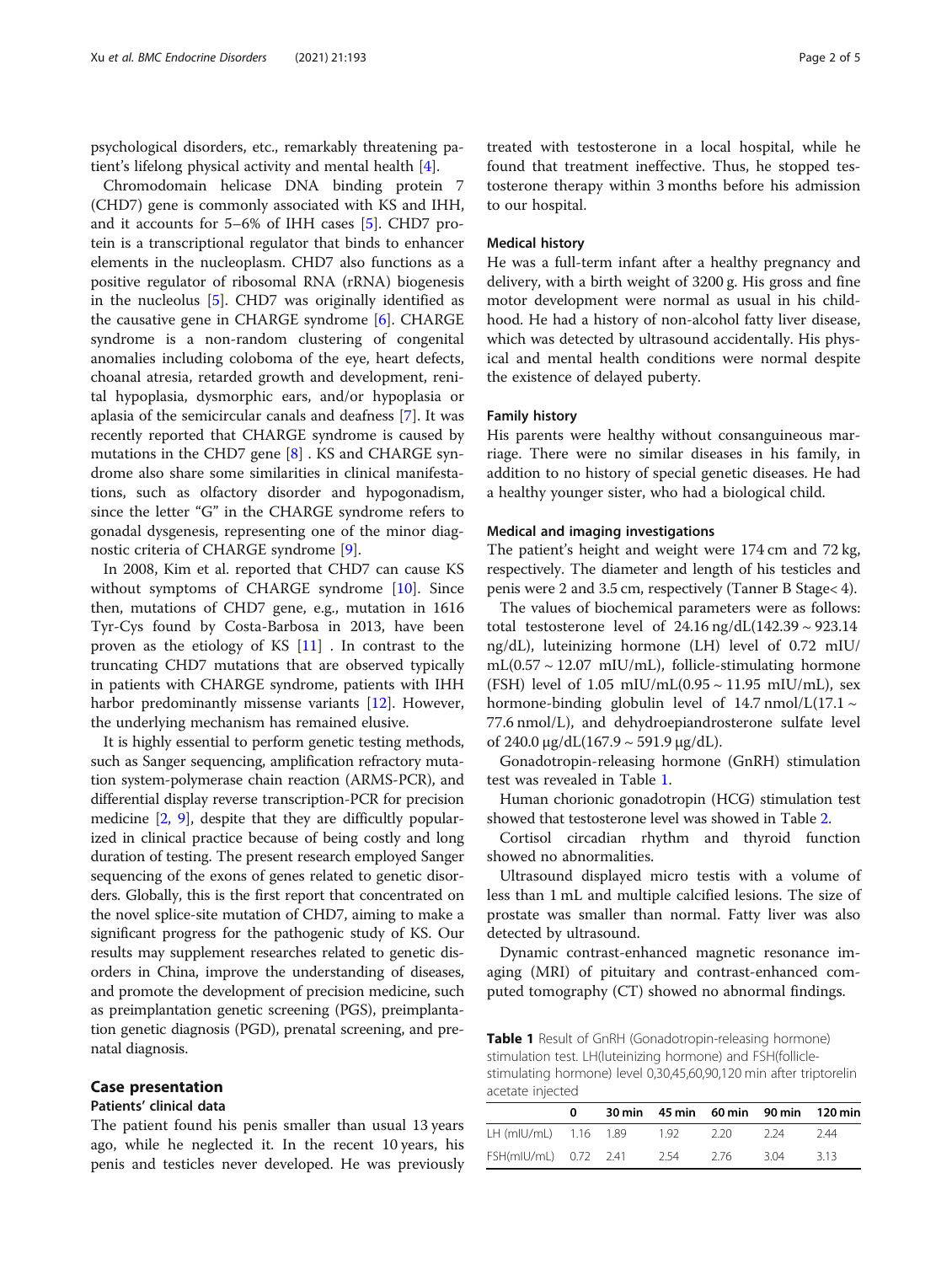psychological disorders, etc., remarkably threatening patient's lifelong physical activity and mental health [4].

Chromodomain helicase DNA binding protein 7 (CHD7) gene is commonly associated with KS and IHH, and it accounts for 5–6% of IHH cases [5]. CHD7 protein is a transcriptional regulator that binds to enhancer elements in the nucleoplasm. CHD7 also functions as a positive regulator of ribosomal RNA (rRNA) biogenesis in the nucleolus [5]. CHD7 was originally identified as the causative gene in CHARGE syndrome [6]. CHARGE syndrome is a non-random clustering of congenital anomalies including coloboma of the eye, heart defects, choanal atresia, retarded growth and development, renital hypoplasia, dysmorphic ears, and/or hypoplasia or aplasia of the semicircular canals and deafness [7]. It was recently reported that CHARGE syndrome is caused by mutations in the CHD7 gene [8] . KS and CHARGE syndrome also share some similarities in clinical manifestations, such as olfactory disorder and hypogonadism, since the letter "G" in the CHARGE syndrome refers to gonadal dysgenesis, representing one of the minor diagnostic criteria of CHARGE syndrome [9].

In 2008, Kim et al. reported that CHD7 can cause KS without symptoms of CHARGE syndrome [10]. Since then, mutations of CHD7 gene, e.g., mutation in 1616 Tyr-Cys found by Costa-Barbosa in 2013, have been proven as the etiology of KS [11] . In contrast to the truncating CHD7 mutations that are observed typically in patients with CHARGE syndrome, patients with IHH harbor predominantly missense variants [12]. However, the underlying mechanism has remained elusive.

It is highly essential to perform genetic testing methods, such as Sanger sequencing, amplification refractory mutation system-polymerase chain reaction (ARMS-PCR), and differential display reverse transcription-PCR for precision medicine [2, 9], despite that they are difficultly popularized in clinical practice because of being costly and long duration of testing. The present research employed Sanger sequencing of the exons of genes related to genetic disorders. Globally, this is the first report that concentrated on the novel splice-site mutation of CHD7, aiming to make a significant progress for the pathogenic study of KS. Our results may supplement researches related to genetic disorders in China, improve the understanding of diseases, and promote the development of precision medicine, such as preimplantation genetic screening (PGS), preimplantation genetic diagnosis (PGD), prenatal screening, and prenatal diagnosis.

## Case presentation

### Patients' clinical data

The patient found his penis smaller than usual 13 years ago, while he neglected it. In the recent 10 years, his penis and testicles never developed. He was previously treated with testosterone in a local hospital, while he found that treatment ineffective. Thus, he stopped testosterone therapy within 3 months before his admission to our hospital.

### Medical history

He was a full-term infant after a healthy pregnancy and delivery, with a birth weight of 3200 g. His gross and fine motor development were normal as usual in his childhood. He had a history of non-alcohol fatty liver disease, which was detected by ultrasound accidentally. His physical and mental health conditions were normal despite the existence of delayed puberty.

### Family history

His parents were healthy without consanguineous marriage. There were no similar diseases in his family, in addition to no history of special genetic diseases. He had a healthy younger sister, who had a biological child.

### Medical and imaging investigations

The patient's height and weight were 174 cm and 72 kg, respectively. The diameter and length of his testicles and penis were 2 and 3.5 cm, respectively (Tanner B Stage< 4).

The values of biochemical parameters were as follows: total testosterone level of 24.16 ng/dL(142.39 ~ 923.14 ng/dL), luteinizing hormone (LH) level of 0.72 mIU/mL(0.57 ~ 12.07 mIU/mL), follicle-stimulating hormone (FSH) level of 1.05 mIU/mL(0.95 ~ 11.95 mIU/mL), sex hormone-binding globulin level of 14.7 nmol/L(17.1 ~ 77.6 nmol/L), and dehydroepiandrosterone sulfate level of 240.0 μg/dL(167.9 ~ 591.9 μg/dL).

Gonadotropin-releasing hormone (GnRH) stimulation test was revealed in Table 1.

Human chorionic gonadotropin (HCG) stimulation test showed that testosterone level was showed in Table 2.

Cortisol circadian rhythm and thyroid function showed no abnormalities.

Ultrasound displayed micro testis with a volume of less than 1 mL and multiple calcified lesions. The size of prostate was smaller than normal. Fatty liver was also detected by ultrasound.

Dynamic contrast-enhanced magnetic resonance imaging (MRI) of pituitary and contrast-enhanced computed tomography (CT) showed no abnormal findings.

**Table 1** Result of GnRH (Gonadotropin-releasing hormone) stimulation test. LH(luteinizing hormone) and FSH(follicle-stimulating hormone) level 0,30,45,60,90,120 min after triptorelin acetate injected

| | 0 | 30 min | 45 min | 60 min | 90 min | 120 min |
|---|---|---|---|---|---|---|
| LH (mIU/mL) | 1.16 | 1.89 | 1.92 | 2.20 | 2.24 | 2.44 |
| FSH(mIU/mL) | 0.72 | 2.41 | 2.54 | 2.76 | 3.04 | 3.13 |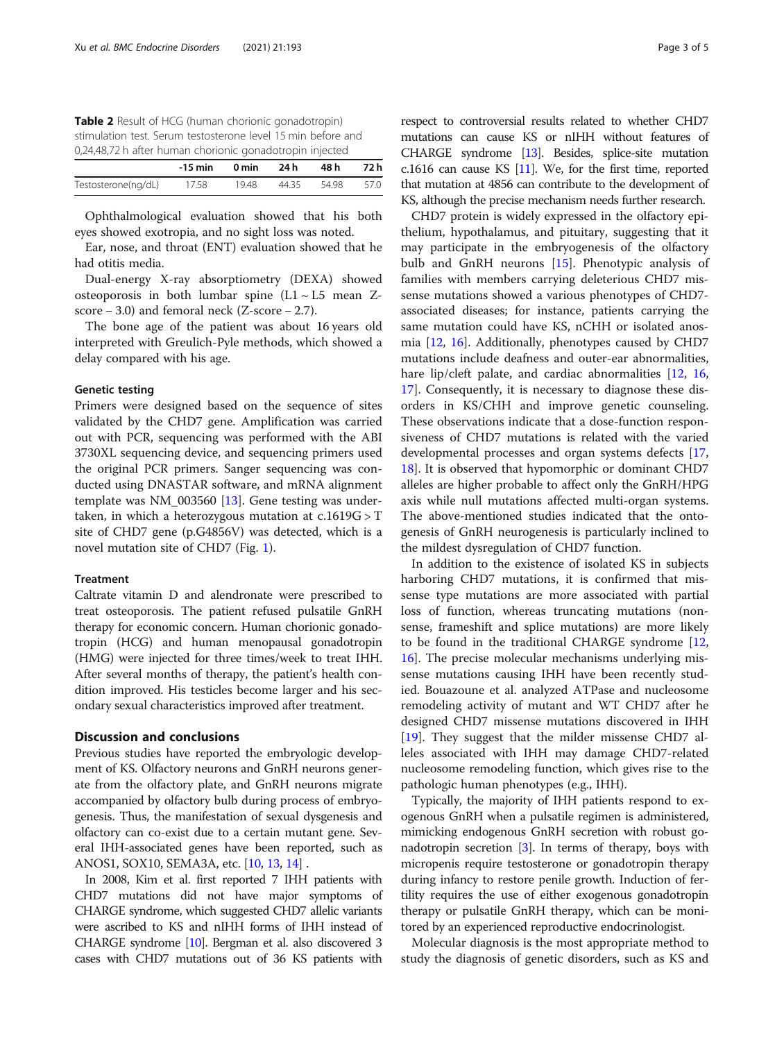**Table 2** Result of HCG (human chorionic gonadotropin) stimulation test. Serum testosterone level 15 min before and 0,24,48,72 h after human chorionic gonadotropin injected

| | -15 min | 0 min | 24 h | 48 h | 72 h |
|---|---|---|---|---|---|
| Testosterone(ng/dL) | 17.58 | 19.48 | 44.35 | 54.98 | 57.0 |

Ophthalmological evaluation showed that his both eyes showed exotropia, and no sight loss was noted.

Ear, nose, and throat (ENT) evaluation showed that he had otitis media.

Dual-energy X-ray absorptiometry (DEXA) showed osteoporosis in both lumbar spine (L1 ~ L5 mean Z-score − 3.0) and femoral neck (Z-score − 2.7).

The bone age of the patient was about 16 years old interpreted with Greulich-Pyle methods, which showed a delay compared with his age.

### Genetic testing

Primers were designed based on the sequence of sites validated by the CHD7 gene. Amplification was carried out with PCR, sequencing was performed with the ABI 3730XL sequencing device, and sequencing primers used the original PCR primers. Sanger sequencing was conducted using DNASTAR software, and mRNA alignment template was NM_003560 [13]. Gene testing was undertaken, in which a heterozygous mutation at c.1619G > T site of CHD7 gene (p.G4856V) was detected, which is a novel mutation site of CHD7 (Fig. 1).

### Treatment

Caltrate vitamin D and alendronate were prescribed to treat osteoporosis. The patient refused pulsatile GnRH therapy for economic concern. Human chorionic gonadotropin (HCG) and human menopausal gonadotropin (HMG) were injected for three times/week to treat IHH. After several months of therapy, the patient's health condition improved. His testicles become larger and his secondary sexual characteristics improved after treatment.

## Discussion and conclusions

Previous studies have reported the embryologic development of KS. Olfactory neurons and GnRH neurons generate from the olfactory plate, and GnRH neurons migrate accompanied by olfactory bulb during process of embryogenesis. Thus, the manifestation of sexual dysgenesis and olfactory can co-exist due to a certain mutant gene. Several IHH-associated genes have been reported, such as ANOS1, SOX10, SEMA3A, etc. [10, 13, 14] .

In 2008, Kim et al. first reported 7 IHH patients with CHD7 mutations did not have major symptoms of CHARGE syndrome, which suggested CHD7 allelic variants were ascribed to KS and nIHH forms of IHH instead of CHARGE syndrome [10]. Bergman et al. also discovered 3 cases with CHD7 mutations out of 36 KS patients with respect to controversial results related to whether CHD7 mutations can cause KS or nIHH without features of CHARGE syndrome [13]. Besides, splice-site mutation c.1616 can cause KS [11]. We, for the first time, reported that mutation at 4856 can contribute to the development of KS, although the precise mechanism needs further research.

CHD7 protein is widely expressed in the olfactory epithelium, hypothalamus, and pituitary, suggesting that it may participate in the embryogenesis of the olfactory bulb and GnRH neurons [15]. Phenotypic analysis of families with members carrying deleterious CHD7 missense mutations showed a various phenotypes of CHD7-associated diseases; for instance, patients carrying the same mutation could have KS, nCHH or isolated anosmia [12, 16]. Additionally, phenotypes caused by CHD7 mutations include deafness and outer-ear abnormalities, hare lip/cleft palate, and cardiac abnormalities [12, 16, 17]. Consequently, it is necessary to diagnose these disorders in KS/CHH and improve genetic counseling. These observations indicate that a dose-function responsiveness of CHD7 mutations is related with the varied developmental processes and organ systems defects [17, 18]. It is observed that hypomorphic or dominant CHD7 alleles are higher probable to affect only the GnRH/HPG axis while null mutations affected multi-organ systems. The above-mentioned studies indicated that the ontogenesis of GnRH neurogenesis is particularly inclined to the mildest dysregulation of CHD7 function.

In addition to the existence of isolated KS in subjects harboring CHD7 mutations, it is confirmed that missense type mutations are more associated with partial loss of function, whereas truncating mutations (nonsense, frameshift and splice mutations) are more likely to be found in the traditional CHARGE syndrome [12, 16]. The precise molecular mechanisms underlying missense mutations causing IHH have been recently studied. Bouazoune et al. analyzed ATPase and nucleosome remodeling activity of mutant and WT CHD7 after he designed CHD7 missense mutations discovered in IHH [19]. They suggest that the milder missense CHD7 alleles associated with IHH may damage CHD7-related nucleosome remodeling function, which gives rise to the pathologic human phenotypes (e.g., IHH).

Typically, the majority of IHH patients respond to exogenous GnRH when a pulsatile regimen is administered, mimicking endogenous GnRH secretion with robust gonadotropin secretion [3]. In terms of therapy, boys with micropenis require testosterone or gonadotropin therapy during infancy to restore penile growth. Induction of fertility requires the use of either exogenous gonadotropin therapy or pulsatile GnRH therapy, which can be monitored by an experienced reproductive endocrinologist.

Molecular diagnosis is the most appropriate method to study the diagnosis of genetic disorders, such as KS and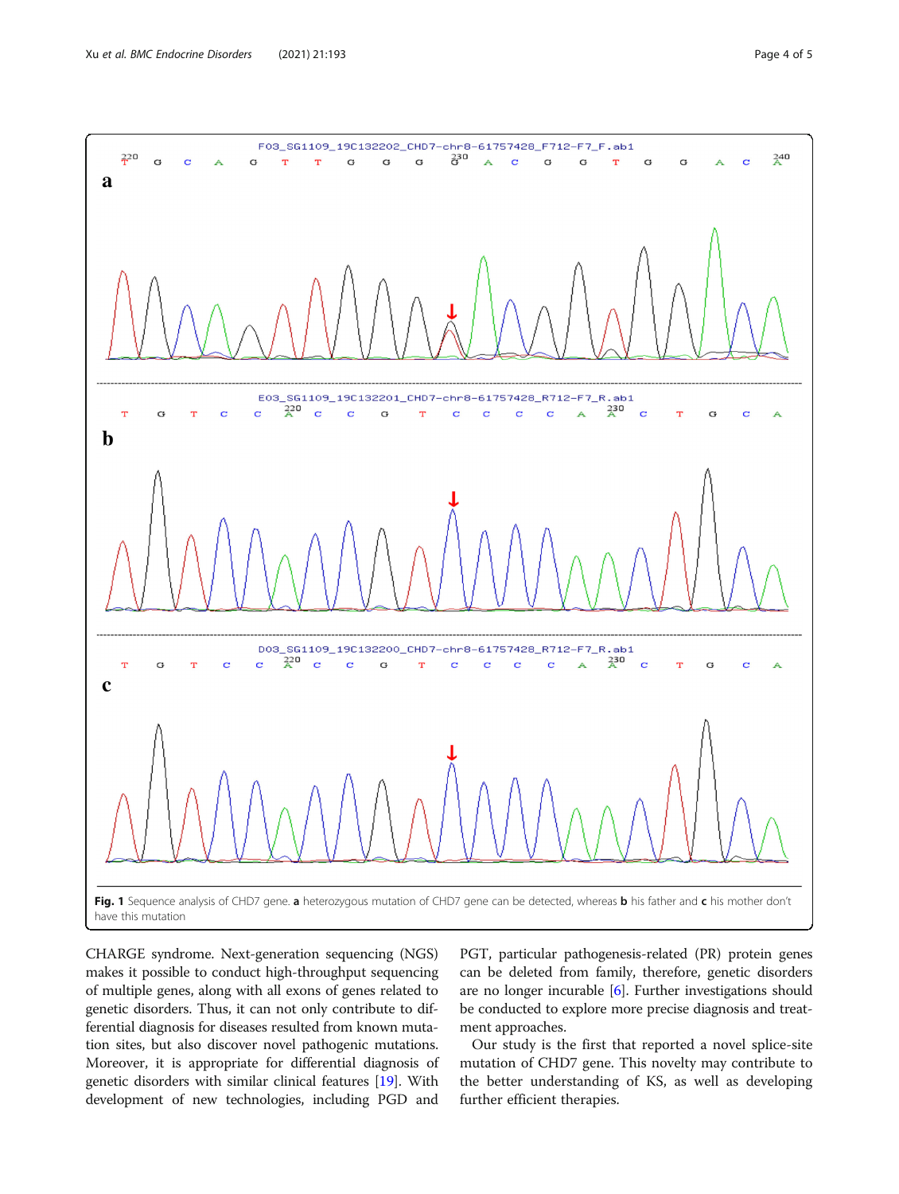Fig. 1 Sequence analysis of CHD7 gene. **a** heterozygous mutation of CHD7 gene can be detected, whereas **b** his father and **c** his mother don't have this mutation

CHARGE syndrome. Next-generation sequencing (NGS) makes it possible to conduct high-throughput sequencing of multiple genes, along with all exons of genes related to genetic disorders. Thus, it can not only contribute to differential diagnosis for diseases resulted from known mutation sites, but also discover novel pathogenic mutations. Moreover, it is appropriate for differential diagnosis of genetic disorders with similar clinical features [19]. With development of new technologies, including PGD and PGT, particular pathogenesis-related (PR) protein genes can be deleted from family, therefore, genetic disorders are no longer incurable [6]. Further investigations should be conducted to explore more precise diagnosis and treatment approaches.

Our study is the first that reported a novel splice-site mutation of CHD7 gene. This novelty may contribute to the better understanding of KS, as well as developing further efficient therapies.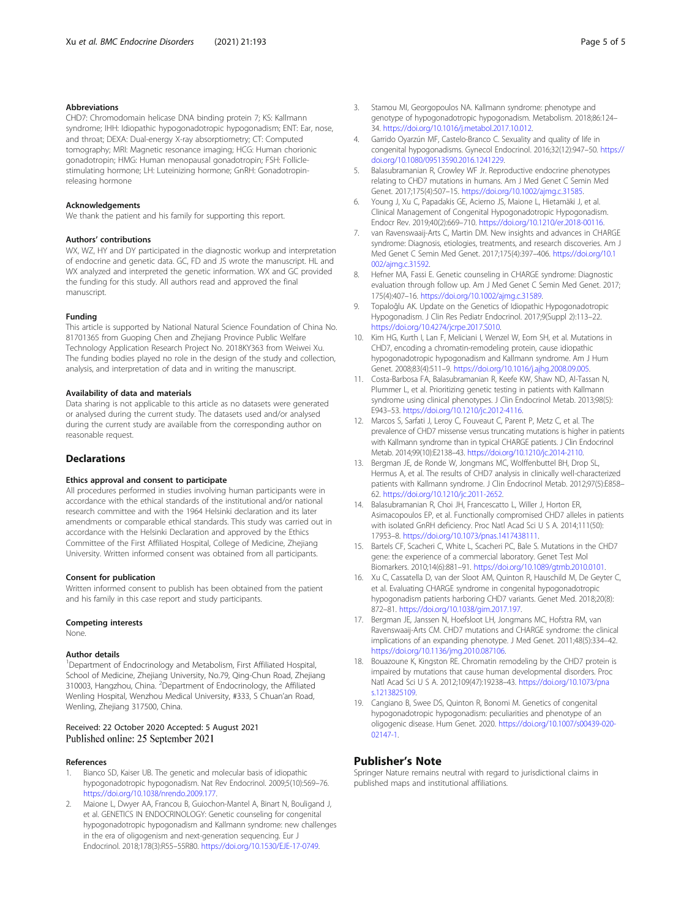### Abbreviations

CHD7: Chromodomain helicase DNA binding protein 7; KS: Kallmann syndrome; IHH: Idiopathic hypogonadotropic hypogonadism; ENT: Ear, nose, and throat; DEXA: Dual-energy X-ray absorptiometry; CT: Computed tomography; MRI: Magnetic resonance imaging; HCG: Human chorionic gonadotropin; HMG: Human menopausal gonadotropin; FSH: Follicle-stimulating hormone; LH: Luteinizing hormone; GnRH: Gonadotropin-releasing hormone

### Acknowledgements

We thank the patient and his family for supporting this report.

### Authors' contributions

WX, WZ, HY and DY participated in the diagnostic workup and interpretation of endocrine and genetic data. GC, FD and JS wrote the manuscript. HL and WX analyzed and interpreted the genetic information. WX and GC provided the funding for this study. All authors read and approved the final manuscript.

### Funding

This article is supported by National Natural Science Foundation of China No. 81701365 from Guoping Chen and Zhejiang Province Public Welfare Technology Application Research Project No. 2018KY363 from Weiwei Xu. The funding bodies played no role in the design of the study and collection, analysis, and interpretation of data and in writing the manuscript.

### Availability of data and materials

Data sharing is not applicable to this article as no datasets were generated or analysed during the current study. The datasets used and/or analysed during the current study are available from the corresponding author on reasonable request.

## Declarations

### Ethics approval and consent to participate

All procedures performed in studies involving human participants were in accordance with the ethical standards of the institutional and/or national research committee and with the 1964 Helsinki declaration and its later amendments or comparable ethical standards. This study was carried out in accordance with the Helsinki Declaration and approved by the Ethics Committee of the First Affiliated Hospital, College of Medicine, Zhejiang University. Written informed consent was obtained from all participants.

### Consent for publication

Written informed consent to publish has been obtained from the patient and his family in this case report and study participants.

### Competing interests

None.

### Author details

[1]Department of Endocrinology and Metabolism, First Affiliated Hospital, School of Medicine, Zhejiang University, No.79, Qing-Chun Road, Zhejiang 310003, Hangzhou, China. [2]Department of Endocrinology, the Affiliated Wenling Hospital, Wenzhou Medical University, #333, S Chuan'an Road, Wenling, Zhejiang 317500, China.

Received: 22 October 2020 Accepted: 5 August 2021
Published online: 25 September 2021

### References

1. Bianco SD, Kaiser UB. The genetic and molecular basis of idiopathic hypogonadotropic hypogonadism. Nat Rev Endocrinol. 2009;5(10):569–76. https://doi.org/10.1038/nrendo.2009.177.
2. Maione L, Dwyer AA, Francou B, Guiochon-Mantel A, Binart N, Bouligand J, et al. GENETICS IN ENDOCRINOLOGY: Genetic counseling for congenital hypogonadotropic hypogonadism and Kallmann syndrome: new challenges in the era of oligogenism and next-generation sequencing. Eur J Endocrinol. 2018;178(3):R55–55R80. https://doi.org/10.1530/EJE-17-0749.
3. Stamou MI, Georgopoulos NA. Kallmann syndrome: phenotype and genotype of hypogonadotropic hypogonadism. Metabolism. 2018;86:124–34. https://doi.org/10.1016/j.metabol.2017.10.012.
4. Garrido Oyarzún MF, Castelo-Branco C. Sexuality and quality of life in congenital hypogonadisms. Gynecol Endocrinol. 2016;32(12):947–50. https://doi.org/10.1080/09513590.2016.1241229.
5. Balasubramanian R, Crowley WF Jr. Reproductive endocrine phenotypes relating to CHD7 mutations in humans. Am J Med Genet C Semin Med Genet. 2017;175(4):507–15. https://doi.org/10.1002/ajmg.c.31585.
6. Young J, Xu C, Papadakis GE, Acierno JS, Maione L, Hietamäki J, et al. Clinical Management of Congenital Hypogonadotropic Hypogonadism. Endocr Rev. 2019;40(2):669–710. https://doi.org/10.1210/er.2018-00116.
7. van Ravenswaaij-Arts C, Martin DM. New insights and advances in CHARGE syndrome: Diagnosis, etiologies, treatments, and research discoveries. Am J Med Genet C Semin Med Genet. 2017;175(4):397–406. https://doi.org/10.1002/ajmg.c.31592.
8. Hefner MA, Fassi E. Genetic counseling in CHARGE syndrome: Diagnostic evaluation through follow up. Am J Med Genet C Semin Med Genet. 2017;175(4):407–16. https://doi.org/10.1002/ajmg.c.31589.
9. Topaloğlu AK. Update on the Genetics of Idiopathic Hypogonadotropic Hypogonadism. J Clin Res Pediatr Endocrinol. 2017;9(Suppl 2):113–22. https://doi.org/10.4274/jcrpe.2017.S010.
10. Kim HG, Kurth I, Lan F, Meliciani I, Wenzel W, Eom SH, et al. Mutations in CHD7, encoding a chromatin-remodeling protein, cause idiopathic hypogonadotropic hypogonadism and Kallmann syndrome. Am J Hum Genet. 2008;83(4):511–9. https://doi.org/10.1016/j.ajhg.2008.09.005.
11. Costa-Barbosa FA, Balasubramanian R, Keefe KW, Shaw ND, Al-Tassan N, Plummer L, et al. Prioritizing genetic testing in patients with Kallmann syndrome using clinical phenotypes. J Clin Endocrinol Metab. 2013;98(5):E943–53. https://doi.org/10.1210/jc.2012-4116.
12. Marcos S, Sarfati J, Leroy C, Fouveaut C, Parent P, Metz C, et al. The prevalence of CHD7 missense versus truncating mutations is higher in patients with Kallmann syndrome than in typical CHARGE patients. J Clin Endocrinol Metab. 2014;99(10):E2138–43. https://doi.org/10.1210/jc.2014-2110.
13. Bergman JE, de Ronde W, Jongmans MC, Wolffenbuttel BH, Drop SL, Hermus A, et al. The results of CHD7 analysis in clinically well-characterized patients with Kallmann syndrome. J Clin Endocrinol Metab. 2012;97(5):E858–62. https://doi.org/10.1210/jc.2011-2652.
14. Balasubramanian R, Choi JH, Francescatto L, Willer J, Horton ER, Asimacopoulos EP, et al. Functionally compromised CHD7 alleles in patients with isolated GnRH deficiency. Proc Natl Acad Sci U S A. 2014;111(50):17953–8. https://doi.org/10.1073/pnas.1417438111.
15. Bartels CF, Scacheri C, White L, Scacheri PC, Bale S. Mutations in the CHD7 gene: the experience of a commercial laboratory. Genet Test Mol Biomarkers. 2010;14(6):881–91. https://doi.org/10.1089/gtmb.2010.0101.
16. Xu C, Cassatella D, van der Sloot AM, Quinton R, Hauschild M, De Geyter C, et al. Evaluating CHARGE syndrome in congenital hypogonadotropic hypogonadism patients harboring CHD7 variants. Genet Med. 2018;20(8):872–81. https://doi.org/10.1038/gim.2017.197.
17. Bergman JE, Janssen N, Hoefsloot LH, Jongmans MC, Hofstra RM, van Ravenswaaij-Arts CM. CHD7 mutations and CHARGE syndrome: the clinical implications of an expanding phenotype. J Med Genet. 2011;48(5):334–42. https://doi.org/10.1136/jmg.2010.087106.
18. Bouazoune K, Kingston RE. Chromatin remodeling by the CHD7 protein is impaired by mutations that cause human developmental disorders. Proc Natl Acad Sci U S A. 2012;109(47):19238–43. https://doi.org/10.1073/pnas.1213825109.
19. Cangiano B, Swee DS, Quinton R, Bonomi M. Genetics of congenital hypogonadotropic hypogonadism: peculiarities and phenotype of an oligogenic disease. Hum Genet. 2020. https://doi.org/10.1007/s00439-020-02147-1.

## Publisher's Note

Springer Nature remains neutral with regard to jurisdictional claims in published maps and institutional affiliations.